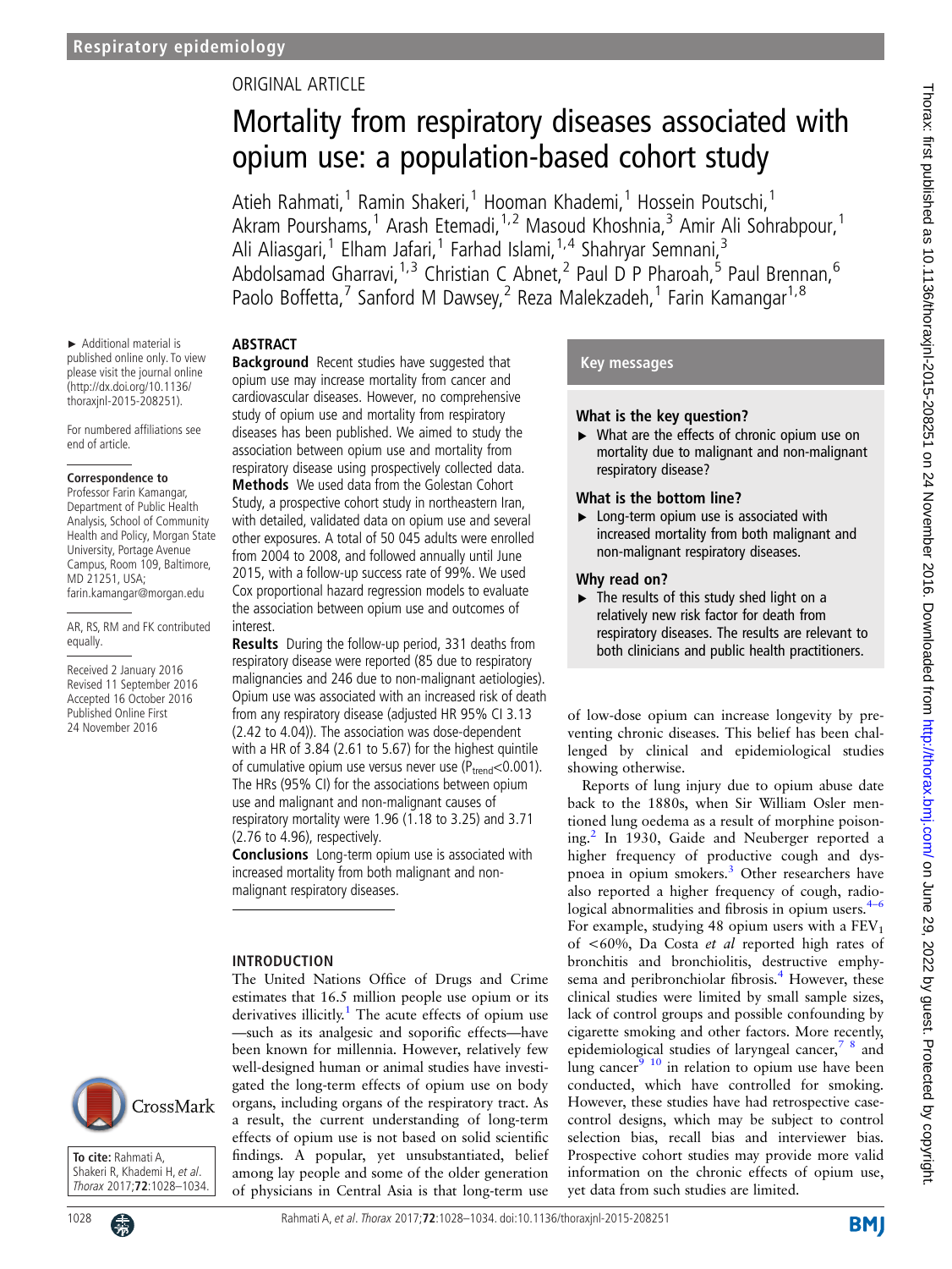Respiratory epidemiology

ORIGINAL ARTICLE

# Mortality from respiratory diseases associated with opium use: a population-based cohort study

Atieh Rahmati,[1] Ramin Shakeri,[1] Hooman Khademi,[1] Hossein Poutschi,[1] Akram Pourshams,[1] Arash Etemadi,[1,2] Masoud Khoshnia,[3] Amir Ali Sohrabpour,[1] Ali Aliasgari,[1] Elham Jafari,[1] Farhad Islami,[1,4] Shahryar Semnani,[3] Abdolsamad Gharravi,[1,3] Christian C Abnet,[2] Paul D P Pharoah,[5] Paul Brennan,[6] Paolo Boffetta,[7] Sanford M Dawsey,[2] Reza Malekzadeh,[1] Farin Kamangar[1,8]

► Additional material is published online only. To view please visit the journal online (http://dx.doi.org/10.1136/thoraxjnl-2015-208251).

For numbered affiliations see end of article.

**Correspondence to**
Professor Farin Kamangar, Department of Public Health Analysis, School of Community Health and Policy, Morgan State University, Portage Avenue Campus, Room 109, Baltimore, MD 21251, USA; farin.kamangar@morgan.edu

AR, RS, RM and FK contributed equally.

Received 2 January 2016
Revised 11 September 2016
Accepted 16 October 2016
Published Online First 24 November 2016

## ABSTRACT

**Background** Recent studies have suggested that opium use may increase mortality from cancer and cardiovascular diseases. However, no comprehensive study of opium use and mortality from respiratory diseases has been published. We aimed to study the association between opium use and mortality from respiratory disease using prospectively collected data.
**Methods** We used data from the Golestan Cohort Study, a prospective cohort study in northeastern Iran, with detailed, validated data on opium use and several other exposures. A total of 50 045 adults were enrolled from 2004 to 2008, and followed annually until June 2015, with a follow-up success rate of 99%. We used Cox proportional hazard regression models to evaluate the association between opium use and outcomes of interest.
**Results** During the follow-up period, 331 deaths from respiratory disease were reported (85 due to respiratory malignancies and 246 due to non-malignant aetiologies). Opium use was associated with an increased risk of death from any respiratory disease (adjusted HR 95% CI 3.13 (2.42 to 4.04)). The association was dose-dependent with a HR of 3.84 (2.61 to 5.67) for the highest quintile of cumulative opium use versus never use ($P_{trend}$<0.001). The HRs (95% CI) for the associations between opium use and malignant and non-malignant causes of respiratory mortality were 1.96 (1.18 to 3.25) and 3.71 (2.76 to 4.96), respectively.
**Conclusions** Long-term opium use is associated with increased mortality from both malignant and non-malignant respiratory diseases.

## Key messages

### What is the key question?

- What are the effects of chronic opium use on mortality due to malignant and non-malignant respiratory disease?

### What is the bottom line?

- Long-term opium use is associated with increased mortality from both malignant and non-malignant respiratory diseases.

### Why read on?

- The results of this study shed light on a relatively new risk factor for death from respiratory diseases. The results are relevant to both clinicians and public health practitioners.

## INTRODUCTION

The United Nations Office of Drugs and Crime estimates that 16.5 million people use opium or its derivatives illicitly.[1] The acute effects of opium use —such as its analgesic and soporific effects—have been known for millennia. However, relatively few well-designed human or animal studies have investigated the long-term effects of opium use on body organs, including organs of the respiratory tract. As a result, the current understanding of long-term effects of opium use is not based on solid scientific findings. A popular, yet unsubstantiated, belief among lay people and some of the older generation of physicians in Central Asia is that long-term use of low-dose opium can increase longevity by preventing chronic diseases. This belief has been challenged by clinical and epidemiological studies showing otherwise.

Reports of lung injury due to opium abuse date back to the 1880s, when Sir William Osler mentioned lung oedema as a result of morphine poisoning.[2] In 1930, Gaide and Neuberger reported a higher frequency of productive cough and dyspnoea in opium smokers.[3] Other researchers have also reported a higher frequency of cough, radiological abnormalities and fibrosis in opium users.[4–6] For example, studying 48 opium users with a $FEV_1$ of <60%, Da Costa *et al* reported high rates of bronchitis and bronchiolitis, destructive emphysema and peribronchiolar fibrosis.[4] However, these clinical studies were limited by small sample sizes, lack of control groups and possible confounding by cigarette smoking and other factors. More recently, epidemiological studies of laryngeal cancer,[7,8] and lung cancer[9,10] in relation to opium use have been conducted, which have controlled for smoking. However, these studies have had retrospective case-control designs, which may be subject to control selection bias, recall bias and interviewer bias. Prospective cohort studies may provide more valid information on the chronic effects of opium use, yet data from such studies are limited.

**To cite:** Rahmati A, Shakeri R, Khademi H, *et al*. *Thorax* 2017;**72**:1028–1034.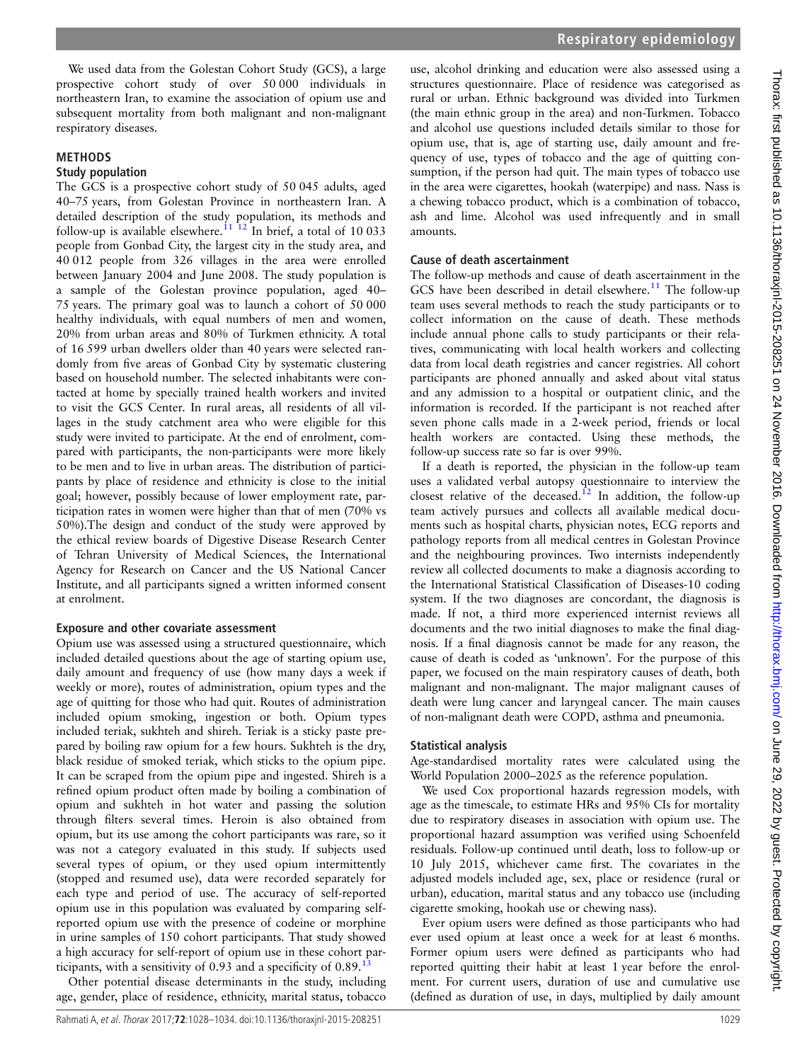We used data from the Golestan Cohort Study (GCS), a large prospective cohort study of over 50 000 individuals in northeastern Iran, to examine the association of opium use and subsequent mortality from both malignant and non-malignant respiratory diseases.

## METHODS

### Study population

The GCS is a prospective cohort study of 50 045 adults, aged 40–75 years, from Golestan Province in northeastern Iran. A detailed description of the study population, its methods and follow-up is available elsewhere.[11 12] In brief, a total of 10 033 people from Gonbad City, the largest city in the study area, and 40 012 people from 326 villages in the area were enrolled between January 2004 and June 2008. The study population is a sample of the Golestan province population, aged 40–75 years. The primary goal was to launch a cohort of 50 000 healthy individuals, with equal numbers of men and women, 20% from urban areas and 80% of Turkmen ethnicity. A total of 16 599 urban dwellers older than 40 years were selected randomly from five areas of Gonbad City by systematic clustering based on household number. The selected inhabitants were contacted at home by specially trained health workers and invited to visit the GCS Center. In rural areas, all residents of all villages in the study catchment area who were eligible for this study were invited to participate. At the end of enrolment, compared with participants, the non-participants were more likely to be men and to live in urban areas. The distribution of participants by place of residence and ethnicity is close to the initial goal; however, possibly because of lower employment rate, participation rates in women were higher than that of men (70% vs 50%).The design and conduct of the study were approved by the ethical review boards of Digestive Disease Research Center of Tehran University of Medical Sciences, the International Agency for Research on Cancer and the US National Cancer Institute, and all participants signed a written informed consent at enrolment.

### Exposure and other covariate assessment

Opium use was assessed using a structured questionnaire, which included detailed questions about the age of starting opium use, daily amount and frequency of use (how many days a week if weekly or more), routes of administration, opium types and the age of quitting for those who had quit. Routes of administration included opium smoking, ingestion or both. Opium types included teriak, sukhteh and shireh. Teriak is a sticky paste prepared by boiling raw opium for a few hours. Sukhteh is the dry, black residue of smoked teriak, which sticks to the opium pipe. It can be scraped from the opium pipe and ingested. Shireh is a refined opium product often made by boiling a combination of opium and sukhteh in hot water and passing the solution through filters several times. Heroin is also obtained from opium, but its use among the cohort participants was rare, so it was not a category evaluated in this study. If subjects used several types of opium, or they used opium intermittently (stopped and resumed use), data were recorded separately for each type and period of use. The accuracy of self-reported opium use in this population was evaluated by comparing self-reported opium use with the presence of codeine or morphine in urine samples of 150 cohort participants. That study showed a high accuracy for self-report of opium use in these cohort participants, with a sensitivity of 0.93 and a specificity of 0.89.[13]

Other potential disease determinants in the study, including age, gender, place of residence, ethnicity, marital status, tobacco use, alcohol drinking and education were also assessed using a structures questionnaire. Place of residence was categorised as rural or urban. Ethnic background was divided into Turkmen (the main ethnic group in the area) and non-Turkmen. Tobacco and alcohol use questions included details similar to those for opium use, that is, age of starting use, daily amount and frequency of use, types of tobacco and the age of quitting consumption, if the person had quit. The main types of tobacco use in the area were cigarettes, hookah (waterpipe) and nass. Nass is a chewing tobacco product, which is a combination of tobacco, ash and lime. Alcohol was used infrequently and in small amounts.

### Cause of death ascertainment

The follow-up methods and cause of death ascertainment in the GCS have been described in detail elsewhere.[11] The follow-up team uses several methods to reach the study participants or to collect information on the cause of death. These methods include annual phone calls to study participants or their relatives, communicating with local health workers and collecting data from local death registries and cancer registries. All cohort participants are phoned annually and asked about vital status and any admission to a hospital or outpatient clinic, and the information is recorded. If the participant is not reached after seven phone calls made in a 2-week period, friends or local health workers are contacted. Using these methods, the follow-up success rate so far is over 99%.

If a death is reported, the physician in the follow-up team uses a validated verbal autopsy questionnaire to interview the closest relative of the deceased.[12] In addition, the follow-up team actively pursues and collects all available medical documents such as hospital charts, physician notes, ECG reports and pathology reports from all medical centres in Golestan Province and the neighbouring provinces. Two internists independently review all collected documents to make a diagnosis according to the International Statistical Classification of Diseases-10 coding system. If the two diagnoses are concordant, the diagnosis is made. If not, a third more experienced internist reviews all documents and the two initial diagnoses to make the final diagnosis. If a final diagnosis cannot be made for any reason, the cause of death is coded as 'unknown'. For the purpose of this paper, we focused on the main respiratory causes of death, both malignant and non-malignant. The major malignant causes of death were lung cancer and laryngeal cancer. The main causes of non-malignant death were COPD, asthma and pneumonia.

### Statistical analysis

Age-standardised mortality rates were calculated using the World Population 2000–2025 as the reference population.

We used Cox proportional hazards regression models, with age as the timescale, to estimate HRs and 95% CIs for mortality due to respiratory diseases in association with opium use. The proportional hazard assumption was verified using Schoenfeld residuals. Follow-up continued until death, loss to follow-up or 10 July 2015, whichever came first. The covariates in the adjusted models included age, sex, place or residence (rural or urban), education, marital status and any tobacco use (including cigarette smoking, hookah use or chewing nass).

Ever opium users were defined as those participants who had ever used opium at least once a week for at least 6 months. Former opium users were defined as participants who had reported quitting their habit at least 1 year before the enrolment. For current users, duration of use and cumulative use (defined as duration of use, in days, multiplied by daily amount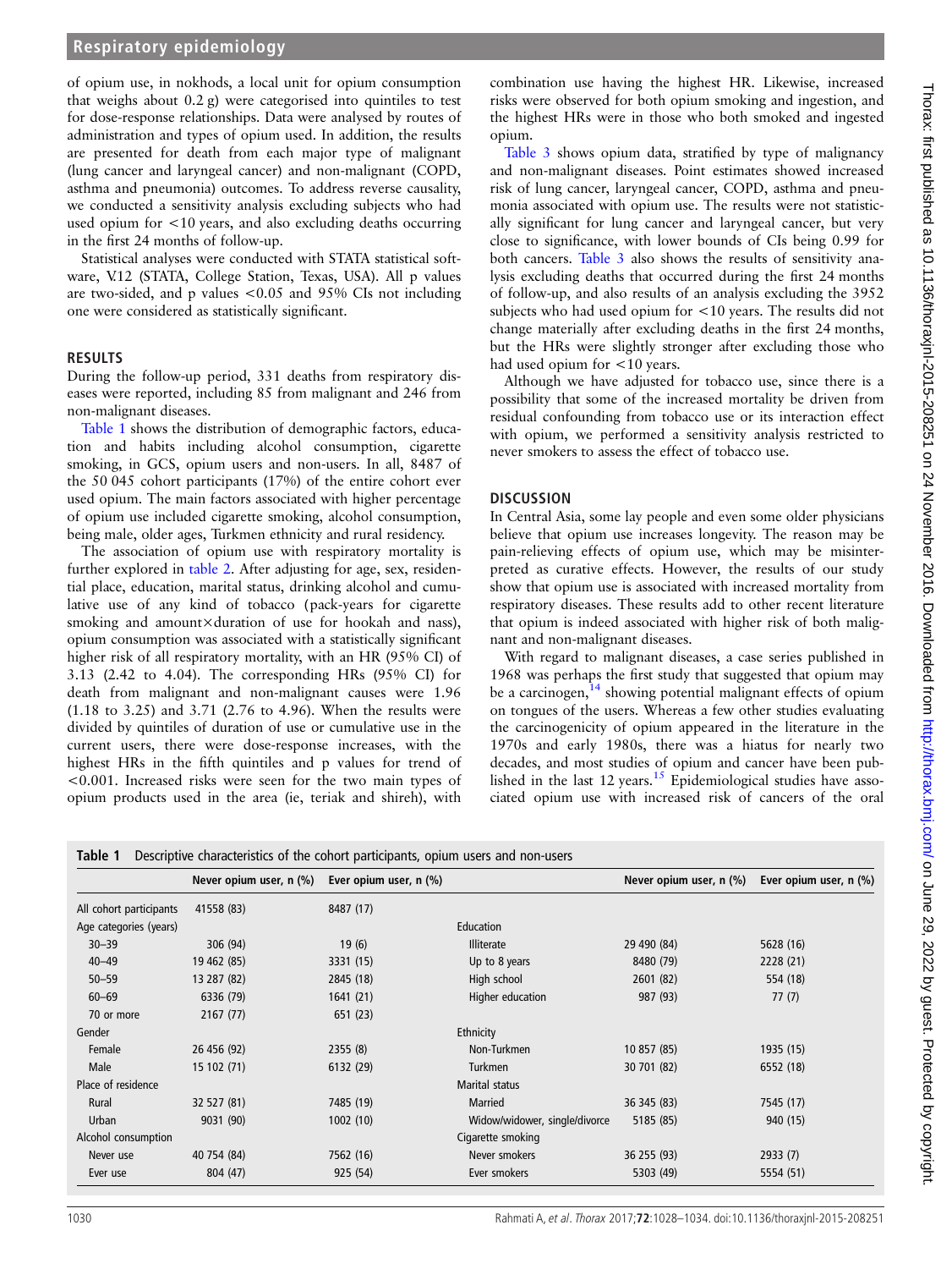of opium use, in nokhods, a local unit for opium consumption that weighs about 0.2 g) were categorised into quintiles to test for dose-response relationships. Data were analysed by routes of administration and types of opium used. In addition, the results are presented for death from each major type of malignant (lung cancer and laryngeal cancer) and non-malignant (COPD, asthma and pneumonia) outcomes. To address reverse causality, we conducted a sensitivity analysis excluding subjects who had used opium for <10 years, and also excluding deaths occurring in the first 24 months of follow-up.

Statistical analyses were conducted with STATA statistical software, V.12 (STATA, College Station, Texas, USA). All p values are two-sided, and p values <0.05 and 95% CIs not including one were considered as statistically significant.

## RESULTS

During the follow-up period, 331 deaths from respiratory diseases were reported, including 85 from malignant and 246 from non-malignant diseases.

Table 1 shows the distribution of demographic factors, education and habits including alcohol consumption, cigarette smoking, in GCS, opium users and non-users. In all, 8487 of the 50 045 cohort participants (17%) of the entire cohort ever used opium. The main factors associated with higher percentage of opium use included cigarette smoking, alcohol consumption, being male, older ages, Turkmen ethnicity and rural residency.

The association of opium use with respiratory mortality is further explored in table 2. After adjusting for age, sex, residential place, education, marital status, drinking alcohol and cumulative use of any kind of tobacco (pack-years for cigarette smoking and amount×duration of use for hookah and nass), opium consumption was associated with a statistically significant higher risk of all respiratory mortality, with an HR (95% CI) of 3.13 (2.42 to 4.04). The corresponding HRs (95% CI) for death from malignant and non-malignant causes were 1.96 (1.18 to 3.25) and 3.71 (2.76 to 4.96). When the results were divided by quintiles of duration of use or cumulative use in the current users, there were dose-response increases, with the highest HRs in the fifth quintiles and p values for trend of <0.001. Increased risks were seen for the two main types of opium products used in the area (ie, teriak and shireh), with combination use having the highest HR. Likewise, increased risks were observed for both opium smoking and ingestion, and the highest HRs were in those who both smoked and ingested opium.

Table 3 shows opium data, stratified by type of malignancy and non-malignant diseases. Point estimates showed increased risk of lung cancer, laryngeal cancer, COPD, asthma and pneumonia associated with opium use. The results were not statistically significant for lung cancer and laryngeal cancer, but very close to significance, with lower bounds of CIs being 0.99 for both cancers. Table 3 also shows the results of sensitivity analysis excluding deaths that occurred during the first 24 months of follow-up, and also results of an analysis excluding the 3952 subjects who had used opium for <10 years. The results did not change materially after excluding deaths in the first 24 months, but the HRs were slightly stronger after excluding those who had used opium for <10 years.

Although we have adjusted for tobacco use, since there is a possibility that some of the increased mortality be driven from residual confounding from tobacco use or its interaction effect with opium, we performed a sensitivity analysis restricted to never smokers to assess the effect of tobacco use.

## DISCUSSION

In Central Asia, some lay people and even some older physicians believe that opium use increases longevity. The reason may be pain-relieving effects of opium use, which may be misinterpreted as curative effects. However, the results of our study show that opium use is associated with increased mortality from respiratory diseases. These results add to other recent literature that opium is indeed associated with higher risk of both malignant and non-malignant diseases.

With regard to malignant diseases, a case series published in 1968 was perhaps the first study that suggested that opium may be a carcinogen,[14] showing potential malignant effects of opium on tongues of the users. Whereas a few other studies evaluating the carcinogenicity of opium appeared in the literature in the 1970s and early 1980s, there was a hiatus for nearly two decades, and most studies of opium and cancer have been published in the last 12 years.[15] Epidemiological studies have associated opium use with increased risk of cancers of the oral

**Table 1** Descriptive characteristics of the cohort participants, opium users and non-users

| | Never opium user, n (%) | Ever opium user, n (%) | | Never opium user, n (%) | Ever opium user, n (%) |
|---|---|---|---|---|---|
| All cohort participants | 41558 (83) | 8487 (17) | | | |
| Age categories (years) | | | Education | | |
| 30–39 | 306 (94) | 19 (6) | Illiterate | 29 490 (84) | 5628 (16) |
| 40–49 | 19 462 (85) | 3331 (15) | Up to 8 years | 8480 (79) | 2228 (21) |
| 50–59 | 13 287 (82) | 2845 (18) | High school | 2601 (82) | 554 (18) |
| 60–69 | 6336 (79) | 1641 (21) | Higher education | 987 (93) | 77 (7) |
| 70 or more | 2167 (77) | 651 (23) | | | |
| Gender | | | Ethnicity | | |
| Female | 26 456 (92) | 2355 (8) | Non-Turkmen | 10 857 (85) | 1935 (15) |
| Male | 15 102 (71) | 6132 (29) | Turkmen | 30 701 (82) | 6552 (18) |
| Place of residence | | | Marital status | | |
| Rural | 32 527 (81) | 7485 (19) | Married | 36 345 (83) | 7545 (17) |
| Urban | 9031 (90) | 1002 (10) | Widow/widower, single/divorce | 5185 (85) | 940 (15) |
| Alcohol consumption | | | Cigarette smoking | | |
| Never use | 40 754 (84) | 7562 (16) | Never smokers | 36 255 (93) | 2933 (7) |
| Ever use | 804 (47) | 925 (54) | Ever smokers | 5303 (49) | 5554 (51) |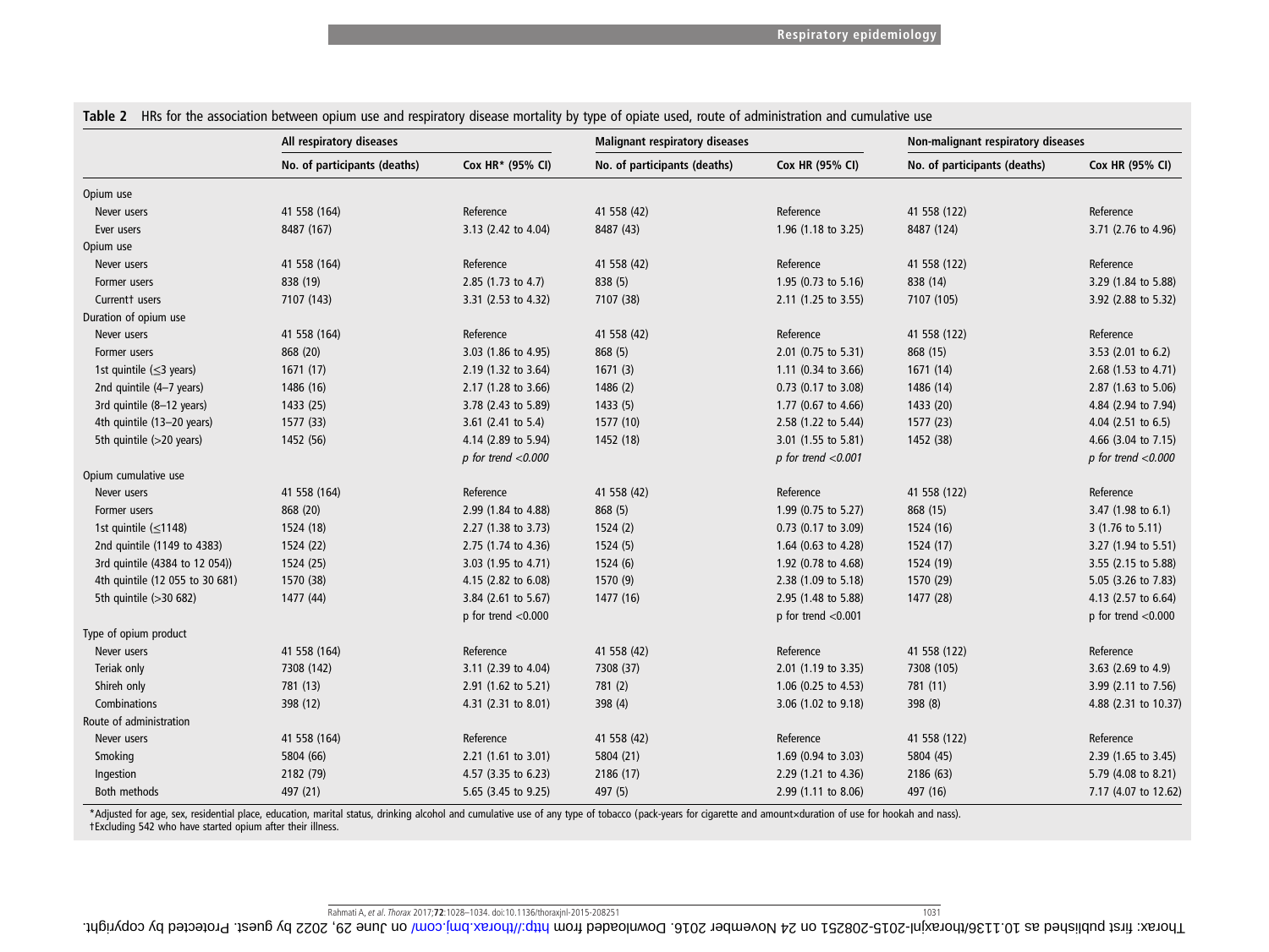**Table 2** HRs for the association between opium use and respiratory disease mortality by type of opiate used, route of administration and cumulative use

| | All respiratory diseases | | Malignant respiratory diseases | | Non-malignant respiratory diseases | |
|---|---|---|---|---|---|---|
| | No. of participants (deaths) | Cox HR* (95% CI) | No. of participants (deaths) | Cox HR (95% CI) | No. of participants (deaths) | Cox HR (95% CI) |
| Opium use | | | | | | |
| Never users | 41 558 (164) | Reference | 41 558 (42) | Reference | 41 558 (122) | Reference |
| Ever users | 8487 (167) | 3.13 (2.42 to 4.04) | 8487 (43) | 1.96 (1.18 to 3.25) | 8487 (124) | 3.71 (2.76 to 4.96) |
| Opium use | | | | | | |
| Never users | 41 558 (164) | Reference | 41 558 (42) | Reference | 41 558 (122) | Reference |
| Former users | 838 (19) | 2.85 (1.73 to 4.7) | 838 (5) | 1.95 (0.73 to 5.16) | 838 (14) | 3.29 (1.84 to 5.88) |
| Current† users | 7107 (143) | 3.31 (2.53 to 4.32) | 7107 (38) | 2.11 (1.25 to 3.55) | 7107 (105) | 3.92 (2.88 to 5.32) |
| Duration of opium use | | | | | | |
| Never users | 41 558 (164) | Reference | 41 558 (42) | Reference | 41 558 (122) | Reference |
| Former users | 868 (20) | 3.03 (1.86 to 4.95) | 868 (5) | 2.01 (0.75 to 5.31) | 868 (15) | 3.53 (2.01 to 6.2) |
| 1st quintile (≤3 years) | 1671 (17) | 2.19 (1.32 to 3.64) | 1671 (3) | 1.11 (0.34 to 3.66) | 1671 (14) | 2.68 (1.53 to 4.71) |
| 2nd quintile (4–7 years) | 1486 (16) | 2.17 (1.28 to 3.66) | 1486 (2) | 0.73 (0.17 to 3.08) | 1486 (14) | 2.87 (1.63 to 5.06) |
| 3rd quintile (8–12 years) | 1433 (25) | 3.78 (2.43 to 5.89) | 1433 (5) | 1.77 (0.67 to 4.66) | 1433 (20) | 4.84 (2.94 to 7.94) |
| 4th quintile (13–20 years) | 1577 (33) | 3.61 (2.41 to 5.4) | 1577 (10) | 2.58 (1.22 to 5.44) | 1577 (23) | 4.04 (2.51 to 6.5) |
| 5th quintile (>20 years) | 1452 (56) | 4.14 (2.89 to 5.94) | 1452 (18) | 3.01 (1.55 to 5.81) | 1452 (38) | 4.66 (3.04 to 7.15) |
| | | *p for trend <0.000* | | *p for trend <0.001* | | *p for trend <0.000* |
| Opium cumulative use | | | | | | |
| Never users | 41 558 (164) | Reference | 41 558 (42) | Reference | 41 558 (122) | Reference |
| Former users | 868 (20) | 2.99 (1.84 to 4.88) | 868 (5) | 1.99 (0.75 to 5.27) | 868 (15) | 3.47 (1.98 to 6.1) |
| 1st quintile (≤1148) | 1524 (18) | 2.27 (1.38 to 3.73) | 1524 (2) | 0.73 (0.17 to 3.09) | 1524 (16) | 3 (1.76 to 5.11) |
| 2nd quintile (1149 to 4383) | 1524 (22) | 2.75 (1.74 to 4.36) | 1524 (5) | 1.64 (0.63 to 4.28) | 1524 (17) | 3.27 (1.94 to 5.51) |
| 3rd quintile (4384 to 12 054)) | 1524 (25) | 3.03 (1.95 to 4.71) | 1524 (6) | 1.92 (0.78 to 4.68) | 1524 (19) | 3.55 (2.15 to 5.88) |
| 4th quintile (12 055 to 30 681) | 1570 (38) | 4.15 (2.82 to 6.08) | 1570 (9) | 2.38 (1.09 to 5.18) | 1570 (29) | 5.05 (3.26 to 7.83) |
| 5th quintile (>30 682) | 1477 (44) | 3.84 (2.61 to 5.67) | 1477 (16) | 2.95 (1.48 to 5.88) | 1477 (28) | 4.13 (2.57 to 6.64) |
| | | p for trend <0.000 | | p for trend <0.001 | | p for trend <0.000 |
| Type of opium product | | | | | | |
| Never users | 41 558 (164) | Reference | 41 558 (42) | Reference | 41 558 (122) | Reference |
| Teriak only | 7308 (142) | 3.11 (2.39 to 4.04) | 7308 (37) | 2.01 (1.19 to 3.35) | 7308 (105) | 3.63 (2.69 to 4.9) |
| Shireh only | 781 (13) | 2.91 (1.62 to 5.21) | 781 (2) | 1.06 (0.25 to 4.53) | 781 (11) | 3.99 (2.11 to 7.56) |
| Combinations | 398 (12) | 4.31 (2.31 to 8.01) | 398 (4) | 3.06 (1.02 to 9.18) | 398 (8) | 4.88 (2.31 to 10.37) |
| Route of administration | | | | | | |
| Never users | 41 558 (164) | Reference | 41 558 (42) | Reference | 41 558 (122) | Reference |
| Smoking | 5804 (66) | 2.21 (1.61 to 3.01) | 5804 (21) | 1.69 (0.94 to 3.03) | 5804 (45) | 2.39 (1.65 to 3.45) |
| Ingestion | 2182 (79) | 4.57 (3.35 to 6.23) | 2186 (17) | 2.29 (1.21 to 4.36) | 2186 (63) | 5.79 (4.08 to 8.21) |
| Both methods | 497 (21) | 5.65 (3.45 to 9.25) | 497 (5) | 2.99 (1.11 to 8.06) | 497 (16) | 7.17 (4.07 to 12.62) |

*Adjusted for age, sex, residential place, education, marital status, drinking alcohol and cumulative use of any type of tobacco (pack-years for cigarette and amount×duration of use for hookah and nass).
†Excluding 542 who have started opium after their illness.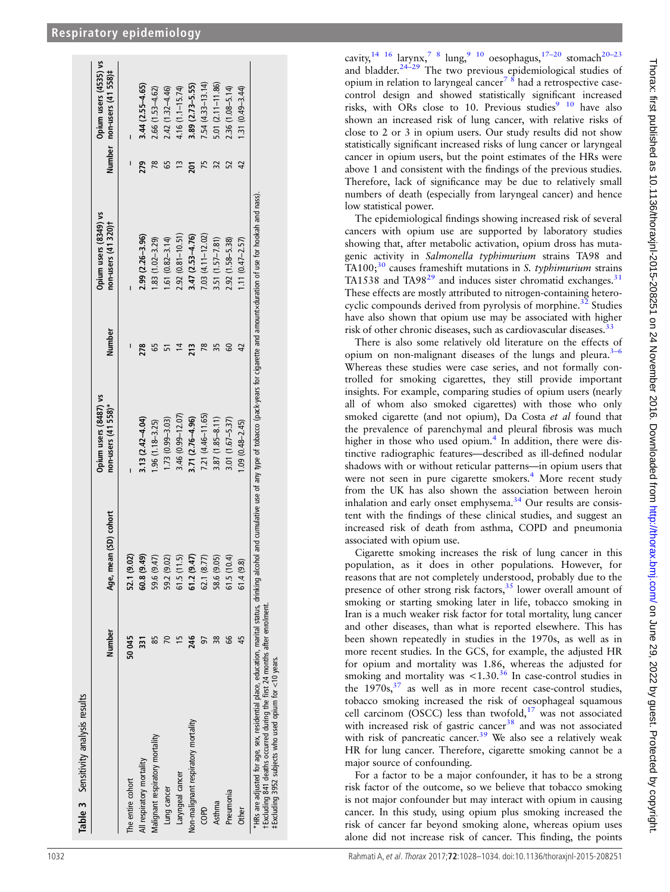**Table 3** Sensitivity analysis results

| | Number | Age, mean (SD) cohort | Opium users (8487) vs non-users (41 558)* | Number | Opium users (8349) vs non-users (41 320)† | Number | Opium users (4535) vs non-users (41 558)‡ |
|---|---|---|---|---|---|---|---|
| The entire cohort | 50 045 | 52.1 (9.02) | – | – | – | – | – |
| All respiratory mortality | **331** | **60.8 (9.49)** | **3.13 (2.42–4.04)** | **278** | **2.99 (2.26–3.96)** | **279** | **3.44 (2.55–4.65)** |
| Malignant respiratory mortality | 85 | 59.6 (9.47) | 1.96 (1.18–3.25) | 65 | 1.83 (1.02–3.29) | 78 | 2.66 (1.53–4.62) |
| Lung cancer | 70 | 59.2 (9.02) | 1.73 (0.99–3.03) | 51 | 1.61 (0.82–3.14) | 65 | 2.42 (1.32–4.46) |
| Laryngeal cancer | 15 | 61.5 (11.5) | 3.46 (0.99–12.07) | 14 | 2.92 (0.81–10.51) | 13 | 4.16 (1.1–15.74) |
| Non-malignant respiratory mortality | **246** | **61.2 (9.47)** | **3.71 (2.76–4.96)** | **213** | **3.47 (2.53–4.76)** | **201** | **3.89 (2.73–5.55)** |
| COPD | 97 | 62.1 (8.77) | 7.21 (4.46–11.65) | 78 | 7.03 (4.11–12.02) | 75 | 7.54 (4.33–13.14) |
| Asthma | 38 | 58.6 (9.05) | 3.87 (1.85–8.11) | 35 | 3.51 (1.57–7.81) | 32 | 5.01 (2.11–11.86) |
| Pneumonia | 66 | 61.5 (10.4) | 3.01 (1.67–5.37) | 60 | 2.92 (1.58–5.38) | 52 | 2.36 (1.08–5.14) |
| Other | 45 | 61.4 (9.8) | 1.09 (0.48–2.45) | 42 | 1.11 (0.47–2.57) | 42 | 1.31 (0.49–3.44) |

*HRs are adjusted for age, sex, residential place, education, marital status, drinking alcohol and cumulative use of any type of tobacco (pack-years for cigarette and amount×duration of use for hookah and nass).
†Excluding 841 deaths occurred during the first 24 months after enrolment.
‡Excluding 3952 subjects who used opium for <10 years.

cavity,[14 16] larynx,[7 8] lung,[9 10] oesophagus,[17–20] stomach[20–23] and bladder.[24–29] The two previous epidemiological studies of opium in relation to laryngeal cancer[7 8] had a retrospective case-control design and showed statistically significant increased risks, with ORs close to 10. Previous studies[9 10] have also shown an increased risk of lung cancer, with relative risks of close to 2 or 3 in opium users. Our study results did not show statistically significant increased risks of lung cancer or laryngeal cancer in opium users, but the point estimates of the HRs were above 1 and consistent with the findings of the previous studies. Therefore, lack of significance may be due to relatively small numbers of death (especially from laryngeal cancer) and hence low statistical power.

The epidemiological findings showing increased risk of several cancers with opium use are supported by laboratory studies showing that, after metabolic activation, opium dross has mutagenic activity in *Salmonella typhimurium* strains TA98 and TA100;[30] causes frameshift mutations in *S. typhimurium* strains TA1538 and TA98[29] and induces sister chromatid exchanges.[31] These effects are mostly attributed to nitrogen-containing heterocyclic compounds derived from pyrolysis of morphine.[32] Studies have also shown that opium use may be associated with higher risk of other chronic diseases, such as cardiovascular diseases.[33]

There is also some relatively old literature on the effects of opium on non-malignant diseases of the lungs and pleura.[3–6] Whereas these studies were case series, and not formally controlled for smoking cigarettes, they still provide important insights. For example, comparing studies of opium users (nearly all of whom also smoked cigarettes) with those who only smoked cigarette (and not opium), Da Costa *et al* found that the prevalence of parenchymal and pleural fibrosis was much higher in those who used opium.[4] In addition, there were distinctive radiographic features—described as ill-defined nodular shadows with or without reticular patterns—in opium users that were not seen in pure cigarette smokers.[4] More recent study from the UK has also shown the association between heroin inhalation and early onset emphysema.[34] Our results are consistent with the findings of these clinical studies, and suggest an increased risk of death from asthma, COPD and pneumonia associated with opium use.

Cigarette smoking increases the risk of lung cancer in this population, as it does in other populations. However, for reasons that are not completely understood, probably due to the presence of other strong risk factors,[35] lower overall amount of smoking or starting smoking later in life, tobacco smoking in Iran is a much weaker risk factor for total mortality, lung cancer and other diseases, than what is reported elsewhere. This has been shown repeatedly in studies in the 1970s, as well as in more recent studies. In the GCS, for example, the adjusted HR for opium and mortality was 1.86, whereas the adjusted for smoking and mortality was <1.30.[36] In case-control studies in the 1970s,[37] as well as in more recent case-control studies, tobacco smoking increased the risk of oesophageal squamous cell carcinoma (OSCC) less than twofold,[17] was not associated with increased risk of gastric cancer[38] and was not associated with risk of pancreatic cancer.[39] We also see a relatively weak HR for lung cancer. Therefore, cigarette smoking cannot be a major source of confounding.

For a factor to be a major confounder, it has to be a strong risk factor of the outcome, so we believe that tobacco smoking is not major confounder but may interact with opium in causing cancer. In this study, using opium plus smoking increased the risk of cancer far beyond smoking alone, whereas opium uses alone did not increase risk of cancer. This finding, the points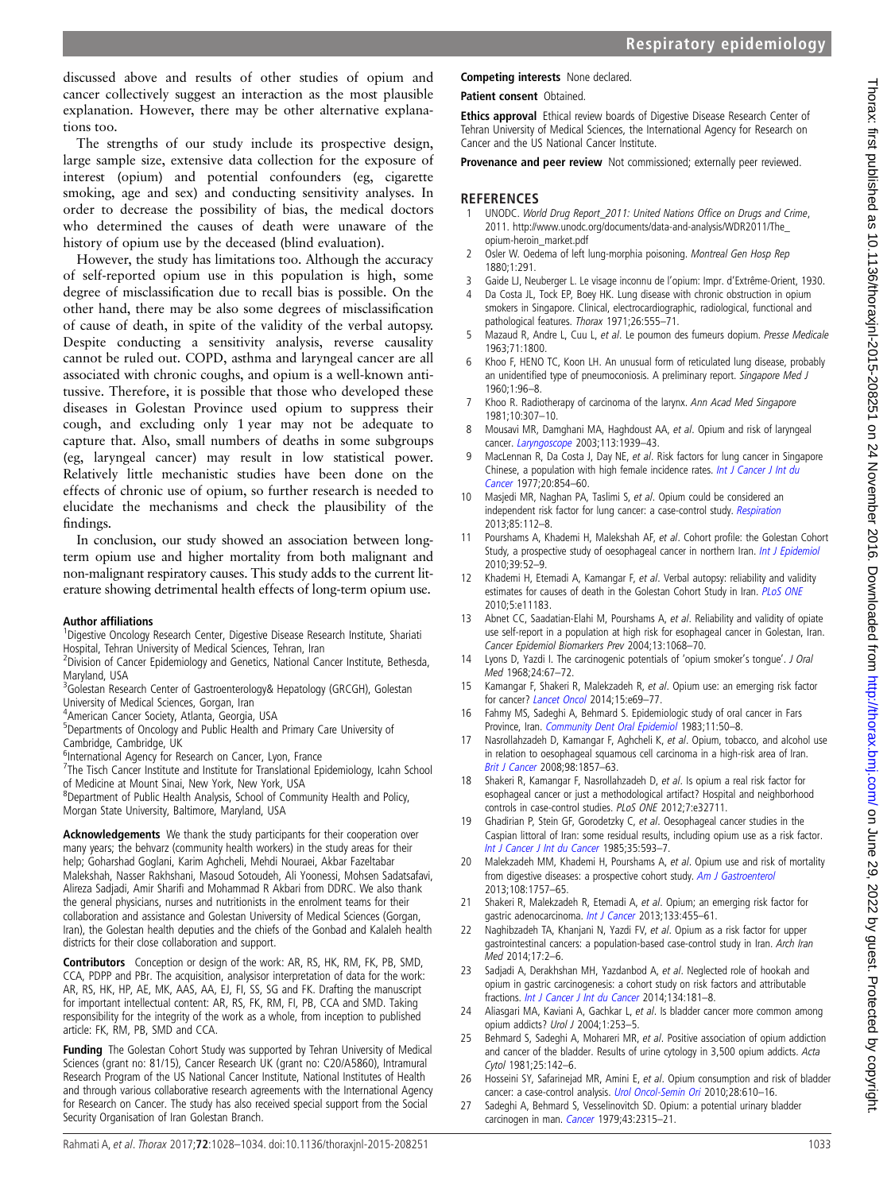discussed above and results of other studies of opium and cancer collectively suggest an interaction as the most plausible explanation. However, there may be other alternative explanations too.

The strengths of our study include its prospective design, large sample size, extensive data collection for the exposure of interest (opium) and potential confounders (eg, cigarette smoking, age and sex) and conducting sensitivity analyses. In order to decrease the possibility of bias, the medical doctors who determined the causes of death were unaware of the history of opium use by the deceased (blind evaluation).

However, the study has limitations too. Although the accuracy of self-reported opium use in this population is high, some degree of misclassification due to recall bias is possible. On the other hand, there may be also some degrees of misclassification of cause of death, in spite of the validity of the verbal autopsy. Despite conducting a sensitivity analysis, reverse causality cannot be ruled out. COPD, asthma and laryngeal cancer are all associated with chronic coughs, and opium is a well-known antitussive. Therefore, it is possible that those who developed these diseases in Golestan Province used opium to suppress their cough, and excluding only 1 year may not be adequate to capture that. Also, small numbers of deaths in some subgroups (eg, laryngeal cancer) may result in low statistical power. Relatively little mechanistic studies have been done on the effects of chronic use of opium, so further research is needed to elucidate the mechanisms and check the plausibility of the findings.

In conclusion, our study showed an association between long-term opium use and higher mortality from both malignant and non-malignant respiratory causes. This study adds to the current literature showing detrimental health effects of long-term opium use.

**Author affiliations**

[1]Digestive Oncology Research Center, Digestive Disease Research Institute, Shariati Hospital, Tehran University of Medical Sciences, Tehran, Iran
[2]Division of Cancer Epidemiology and Genetics, National Cancer Institute, Bethesda, Maryland, USA
[3]Golestan Research Center of Gastroenterology& Hepatology (GRCGH), Golestan University of Medical Sciences, Gorgan, Iran
[4]American Cancer Society, Atlanta, Georgia, USA
[5]Departments of Oncology and Public Health and Primary Care University of Cambridge, Cambridge, UK
[6]International Agency for Research on Cancer, Lyon, France
[7]The Tisch Cancer Institute and Institute for Translational Epidemiology, Icahn School of Medicine at Mount Sinai, New York, New York, USA
[8]Department of Public Health Analysis, School of Community Health and Policy, Morgan State University, Baltimore, Maryland, USA

**Acknowledgements** We thank the study participants for their cooperation over many years; the behvarz (community health workers) in the study areas for their help; Goharshad Goglani, Karim Aghcheli, Mehdi Nouraei, Akbar Fazeltabar Malekshah, Nasser Rakhshani, Masoud Sotoudeh, Ali Yoonessi, Mohsen Sadatsafavi, Alireza Sadjadi, Amir Sharifi and Mohammad R Akbari from DDRC. We also thank the general physicians, nurses and nutritionists in the enrolment teams for their collaboration and assistance and Golestan University of Medical Sciences (Gorgan, Iran), the Golestan health deputies and the chiefs of the Gonbad and Kalaleh health districts for their close collaboration and support.

**Contributors** Conception or design of the work: AR, RS, HK, RM, FK, PB, SMD, CCA, PDPP and PBr. The acquisition, analysisor interpretation of data for the work: AR, RS, HK, HP, AE, MK, AAS, AA, EJ, FI, SS, SG and FK. Drafting the manuscript for important intellectual content: AR, RS, FK, RM, FI, PB, CCA and SMD. Taking responsibility for the integrity of the work as a whole, from inception to published article: FK, RM, PB, SMD and CCA.

**Funding** The Golestan Cohort Study was supported by Tehran University of Medical Sciences (grant no: 81/15), Cancer Research UK (grant no: C20/A5860), Intramural Research Program of the US National Cancer Institute, National Institutes of Health and through various collaborative research agreements with the International Agency for Research on Cancer. The study has also received special support from the Social Security Organisation of Iran Golestan Branch.

**Competing interests** None declared.

**Patient consent** Obtained.

**Ethics approval** Ethical review boards of Digestive Disease Research Center of Tehran University of Medical Sciences, the International Agency for Research on Cancer and the US National Cancer Institute.

**Provenance and peer review** Not commissioned; externally peer reviewed.

## REFERENCES

1. UNODC. *World Drug Report_2011: United Nations Office on Drugs and Crime*, 2011. http://www.unodc.org/documents/data-and-analysis/WDR2011/The_opium-heroin_market.pdf
2. Osler W. Oedema of left lung-morphia poisoning. *Montreal Gen Hosp Rep* 1880;1:291.
3. Gaide LJ, Neuberger L. Le visage inconnu de l'opium: Impr. d'Extrême-Orient, 1930.
4. Da Costa JL, Tock EP, Boey HK. Lung disease with chronic obstruction in opium smokers in Singapore. Clinical, electrocardiographic, radiological, functional and pathological features. *Thorax* 1971;26:555–71.
5. Mazaud R, Andre L, Cuu L, *et al*. Le poumon des fumeurs dopium. *Presse Medicale* 1963;71:1800.
6. Khoo F, HENO TC, Koon LH. An unusual form of reticulated lung disease, probably an unidentified type of pneumoconiosis. A preliminary report. *Singapore Med J* 1960;1:96–8.
7. Khoo R. Radiotherapy of carcinoma of the larynx. *Ann Acad Med Singapore* 1981;10:307–10.
8. Mousavi MR, Damghani MA, Haghdoust AA, *et al*. Opium and risk of laryngeal cancer. *Laryngoscope* 2003;113:1939–43.
9. MacLennan R, Da Costa J, Day NE, *et al*. Risk factors for lung cancer in Singapore Chinese, a population with high female incidence rates. *Int J Cancer J Int du Cancer* 1977;20:854–60.
10. Masjedi MR, Naghan PA, Taslimi S, *et al*. Opium could be considered an independent risk factor for lung cancer: a case-control study. *Respiration* 2013;85:112–8.
11. Pourshams A, Khademi H, Malekshah AF, *et al*. Cohort profile: the Golestan Cohort Study, a prospective study of oesophageal cancer in northern Iran. *Int J Epidemiol* 2010;39:52–9.
12. Khademi H, Etemadi A, Kamangar F, *et al*. Verbal autopsy: reliability and validity estimates for causes of death in the Golestan Cohort Study in Iran. *PLoS ONE* 2010;5:e11183.
13. Abnet CC, Saadatian-Elahi M, Pourshams A, *et al*. Reliability and validity of opiate use self-report in a population at high risk for esophageal cancer in Golestan, Iran. *Cancer Epidemiol Biomarkers Prev* 2004;13:1068–70.
14. Lyons D, Yazdi I. The carcinogenic potentials of 'opium smoker's tongue'. *J Oral Med* 1968;24:67–72.
15. Kamangar F, Shakeri R, Malekzadeh R, *et al*. Opium use: an emerging risk factor for cancer? *Lancet Oncol* 2014;15:e69–77.
16. Fahmy MS, Sadeghi A, Behmard S. Epidemiologic study of oral cancer in Fars Province, Iran. *Community Dent Oral Epidemiol* 1983;11:50–8.
17. Nasrollahzadeh D, Kamangar F, Aghcheli K, *et al*. Opium, tobacco, and alcohol use in relation to oesophageal squamous cell carcinoma in a high-risk area of Iran. *Brit J Cancer* 2008;98:1857–63.
18. Shakeri R, Kamangar F, Nasrollahzadeh D, *et al*. Is opium a real risk factor for esophageal cancer or just a methodological artifact? Hospital and neighborhood controls in case-control studies. *PLoS ONE* 2012;7:e32711.
19. Ghadirian P, Stein GF, Gorodetzky C, *et al*. Oesophageal cancer studies in the Caspian littoral of Iran: some residual results, including opium use as a risk factor. *Int J Cancer J Int du Cancer* 1985;35:593–7.
20. Malekzadeh MM, Khademi H, Pourshams A, *et al*. Opium use and risk of mortality from digestive diseases: a prospective cohort study. *Am J Gastroenterol* 2013;108:1757–65.
21. Shakeri R, Malekzadeh R, Etemadi A, *et al*. Opium; an emerging risk factor for gastric adenocarcinoma. *Int J Cancer* 2013;133:455–61.
22. Naghibzadeh TA, Khanjani N, Yazdi FV, *et al*. Opium as a risk factor for upper gastrointestinal cancers: a population-based case-control study in Iran. *Arch Iran Med* 2014;17:2–6.
23. Sadjadi A, Derakhshan MH, Yazdanbod A, *et al*. Neglected role of hookah and opium in gastric carcinogenesis: a cohort study on risk factors and attributable fractions. *Int J Cancer J Int du Cancer* 2014;134:181–8.
24. Aliasgari MA, Kaviani A, Gachkar L, *et al*. Is bladder cancer more common among opium addicts? *Urol J* 2004;1:253–5.
25. Behmard S, Sadeghi A, Mohareri MR, *et al*. Positive association of opium addiction and cancer of the bladder. Results of urine cytology in 3,500 opium addicts. *Acta Cytol* 1981;25:142–6.
26. Hosseini SY, Safarinejad MR, Amini E, *et al*. Opium consumption and risk of bladder cancer: a case-control analysis. *Urol Oncol-Semin Ori* 2010;28:610–16.
27. Sadeghi A, Behmard S, Vesselinovitch SD. Opium: a potential urinary bladder carcinogen in man. *Cancer* 1979;43:2315–21.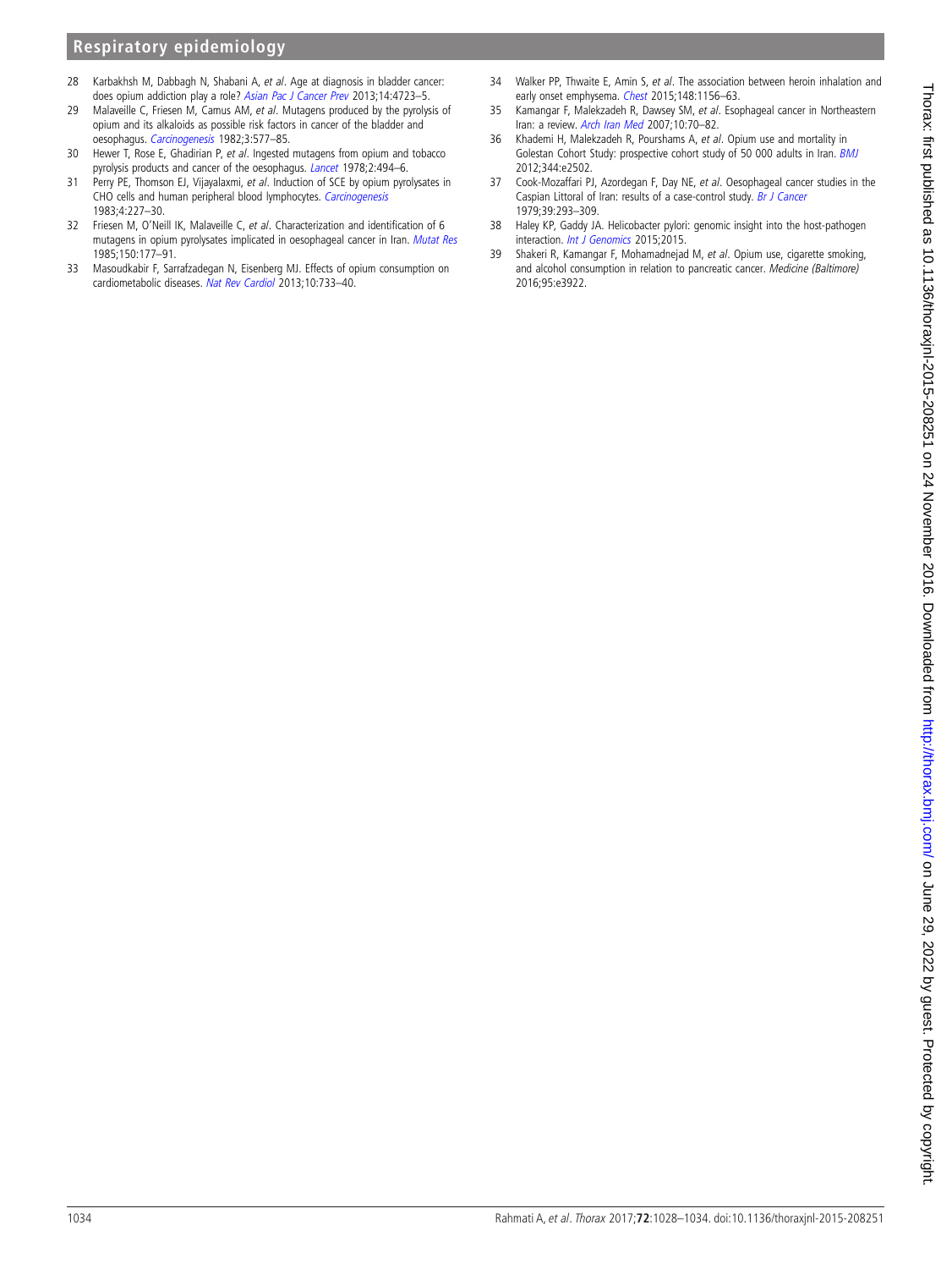28 Karbakhsh M, Dabbagh N, Shabani A, *et al*. Age at diagnosis in bladder cancer: does opium addiction play a role? *Asian Pac J Cancer Prev* 2013;14:4723–5.

29 Malaveille C, Friesen M, Camus AM, *et al*. Mutagens produced by the pyrolysis of opium and its alkaloids as possible risk factors in cancer of the bladder and oesophagus. *Carcinogenesis* 1982;3:577–85.

30 Hewer T, Rose E, Ghadirian P, *et al*. Ingested mutagens from opium and tobacco pyrolysis products and cancer of the oesophagus. *Lancet* 1978;2:494–6.

31 Perry PE, Thomson EJ, Vijayalaxmi, *et al*. Induction of SCE by opium pyrolysates in CHO cells and human peripheral blood lymphocytes. *Carcinogenesis* 1983;4:227–30.

32 Friesen M, O'Neill IK, Malaveille C, *et al*. Characterization and identification of 6 mutagens in opium pyrolysates implicated in oesophageal cancer in Iran. *Mutat Res* 1985;150:177–91.

33 Masoudkabir F, Sarrafzadegan N, Eisenberg MJ. Effects of opium consumption on cardiometabolic diseases. *Nat Rev Cardiol* 2013;10:733–40.

34 Walker PP, Thwaite E, Amin S, *et al*. The association between heroin inhalation and early onset emphysema. *Chest* 2015;148:1156–63.

35 Kamangar F, Malekzadeh R, Dawsey SM, *et al*. Esophageal cancer in Northeastern Iran: a review. *Arch Iran Med* 2007;10:70–82.

36 Khademi H, Malekzadeh R, Pourshams A, *et al*. Opium use and mortality in Golestan Cohort Study: prospective cohort study of 50 000 adults in Iran. *BMJ* 2012;344:e2502.

37 Cook-Mozaffari PJ, Azordegan F, Day NE, *et al*. Oesophageal cancer studies in the Caspian Littoral of Iran: results of a case-control study. *Br J Cancer* 1979;39:293–309.

38 Haley KP, Gaddy JA. Helicobacter pylori: genomic insight into the host-pathogen interaction. *Int J Genomics* 2015;2015.

39 Shakeri R, Kamangar F, Mohamadnejad M, *et al*. Opium use, cigarette smoking, and alcohol consumption in relation to pancreatic cancer. *Medicine (Baltimore)* 2016;95:e3922.